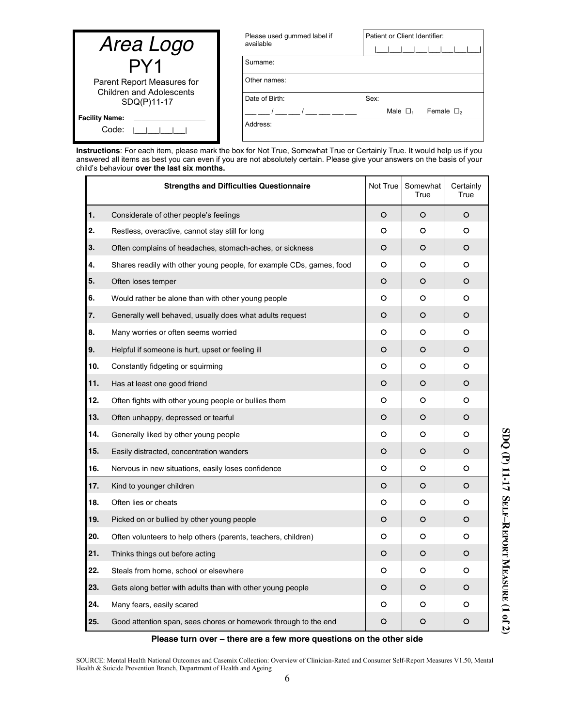**Area Logo**

**PY1**

Parent Report Measures for Children and Adolescents SDQ(P)11-17

**Facility Name:** ________________

Code: |___|___|___|___|

| Please used gummed label if available | Patient or Client Identifier: \|\_\_\_\|\_\_\_\|\_\_\_\|\_\_\_\|\_\_\_\|\_\_\_\|\_\_\_\|\_\_\_\| |
| --- | --- |
| Surname: | |
| Other names: | |
| Date of Birth: \_\_\_ \_\_\_ / \_\_\_ \_\_\_ / \_\_\_ \_\_\_ \_\_\_ \_\_\_ | Sex: Male ☐1 Female ☐2 |
| Address: | |

**Instructions**: For each item, please mark the box for Not True, Somewhat True or Certainly True. It would help us if you answered all items as best you can even if you are not absolutely certain. Please give your answers on the basis of your child's behaviour **over the last six months.**

| | **Strengths and Difficulties Questionnaire** | Not True | Somewhat True | Certainly True |
| --- | --- | --- | --- | --- |
| **1.** | Considerate of other people's feelings | ○ | ○ | ○ |
| **2.** | Restless, overactive, cannot stay still for long | ○ | ○ | ○ |
| **3.** | Often complains of headaches, stomach-aches, or sickness | ○ | ○ | ○ |
| **4.** | Shares readily with other young people, for example CDs, games, food | ○ | ○ | ○ |
| **5.** | Often loses temper | ○ | ○ | ○ |
| **6.** | Would rather be alone than with other young people | ○ | ○ | ○ |
| **7.** | Generally well behaved, usually does what adults request | ○ | ○ | ○ |
| **8.** | Many worries or often seems worried | ○ | ○ | ○ |
| **9.** | Helpful if someone is hurt, upset or feeling ill | ○ | ○ | ○ |
| **10.** | Constantly fidgeting or squirming | ○ | ○ | ○ |
| **11.** | Has at least one good friend | ○ | ○ | ○ |
| **12.** | Often fights with other young people or bullies them | ○ | ○ | ○ |
| **13.** | Often unhappy, depressed or tearful | ○ | ○ | ○ |
| **14.** | Generally liked by other young people | ○ | ○ | ○ |
| **15.** | Easily distracted, concentration wanders | ○ | ○ | ○ |
| **16.** | Nervous in new situations, easily loses confidence | ○ | ○ | ○ |
| **17.** | Kind to younger children | ○ | ○ | ○ |
| **18.** | Often lies or cheats | ○ | ○ | ○ |
| **19.** | Picked on or bullied by other young people | ○ | ○ | ○ |
| **20.** | Often volunteers to help others (parents, teachers, children) | ○ | ○ | ○ |
| **21.** | Thinks things out before acting | ○ | ○ | ○ |
| **22.** | Steals from home, school or elsewhere | ○ | ○ | ○ |
| **23.** | Gets along better with adults than with other young people | ○ | ○ | ○ |
| **24.** | Many fears, easily scared | ○ | ○ | ○ |
| **25.** | Good attention span, sees chores or homework through to the end | ○ | ○ | ○ |

**Please turn over – there are a few more questions on the other side**

**SDQ (P) 11-17 Self–Report Measure (1 of 2)**

SOURCE: Mental Health National Outcomes and Casemix Collection: Overview of Clinician-Rated and Consumer Self-Report Measures V1.50, Mental Health & Suicide Prevention Branch, Department of Health and Ageing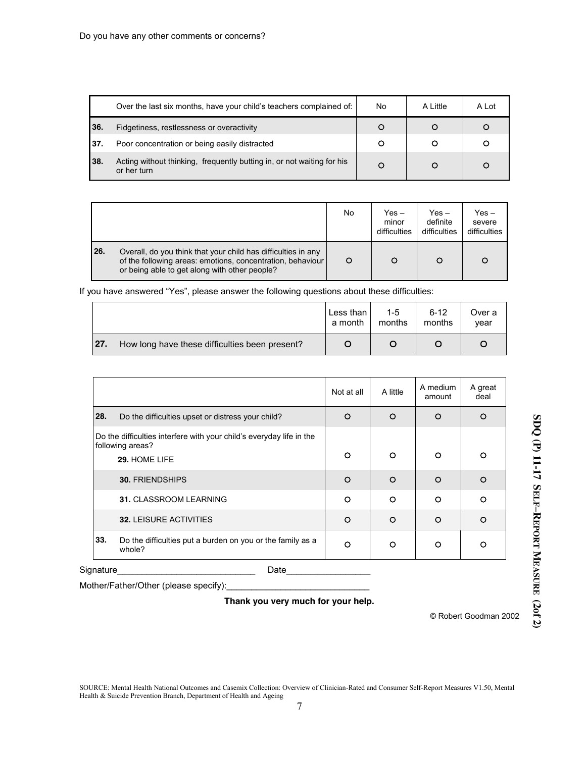Do you have any other comments or concerns?

| | Over the last six months, have your child's teachers complained of: | No | A Little | A Lot |
|---|---|---|---|---|
| 36. | Fidgetiness, restlessness or overactivity | O | O | O |
| 37. | Poor concentration or being easily distracted | O | O | O |
| 38. | Acting without thinking, frequently butting in, or not waiting for his or her turn | O | O | O |

| | | No | Yes – minor difficulties | Yes – definite difficulties | Yes – severe difficulties |
|---|---|---|---|---|---|
| 26. | Overall, do you think that your child has difficulties in any of the following areas: emotions, concentration, behaviour or being able to get along with other people? | O | O | O | O |

If you have answered "Yes", please answer the following questions about these difficulties:

| | | Less than a month | 1-5 months | 6-12 months | Over a year |
|---|---|---|---|---|---|
| 27. | How long have these difficulties been present? | O | O | O | O |

| | | Not at all | A little | A medium amount | A great deal |
|---|---|---|---|---|---|
| 28. | Do the difficulties upset or distress your child? | O | O | O | O |
| | Do the difficulties interfere with your child's everyday life in the following areas? **29.** HOME LIFE | O | O | O | O |
| | **30.** FRIENDSHIPS | O | O | O | O |
| | **31.** CLASSROOM LEARNING | O | O | O | O |
| | **32.** LEISURE ACTIVITIES | O | O | O | O |
| 33. | Do the difficulties put a burden on you or the family as a whole? | O | O | O | O |

Signature____________________________ Date_________________

Mother/Father/Other (please specify):_____________________________

**Thank you very much for your help.**

© Robert Goodman 2002

**SDQ (P) 11-17 Self–Report Measure (2of 2)**

SOURCE: Mental Health National Outcomes and Casemix Collection: Overview of Clinician-Rated and Consumer Self-Report Measures V1.50, Mental Health & Suicide Prevention Branch, Department of Health and Ageing